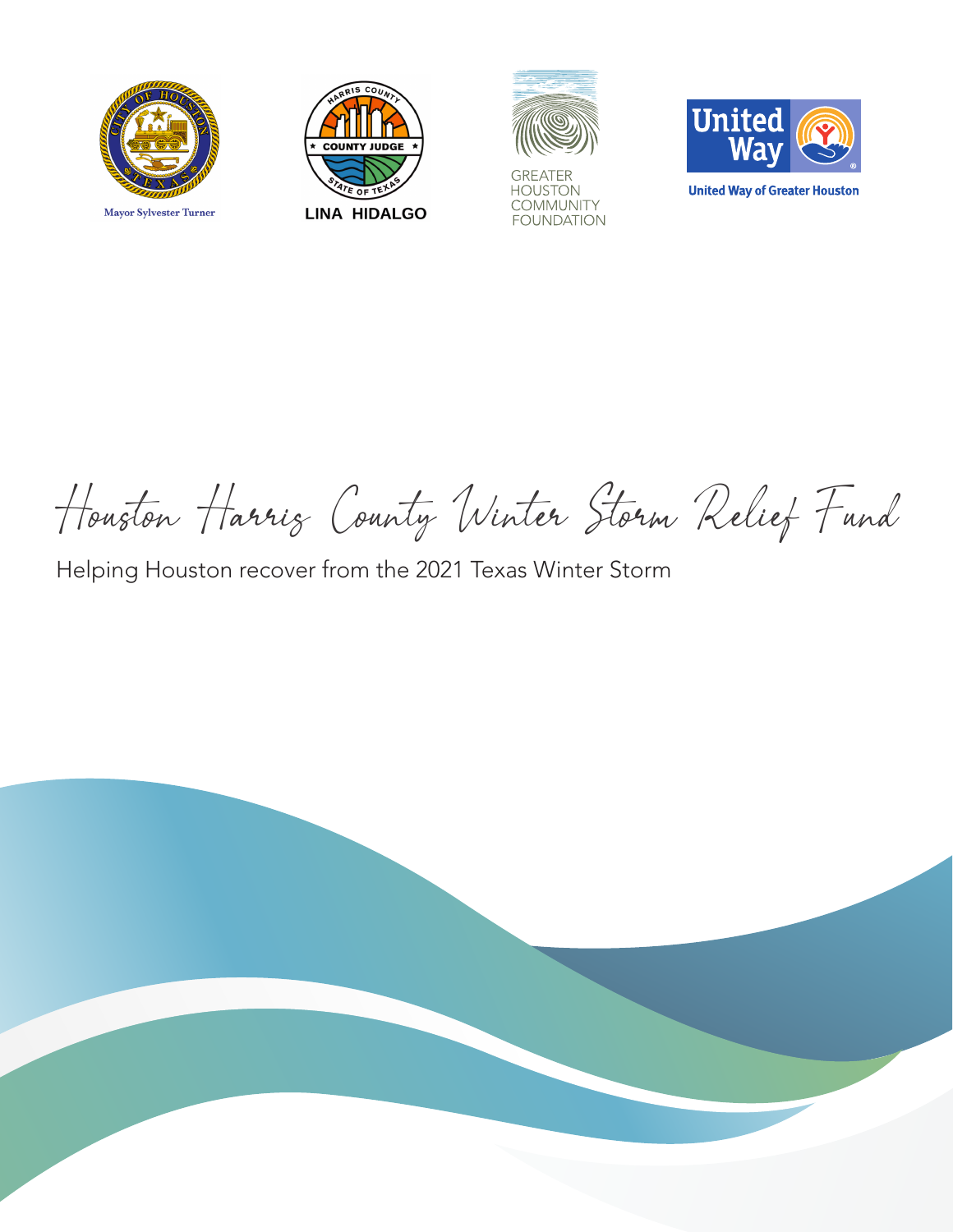Mayor Sylvester Turner

LINA HIDALGO

GREATER HOUSTON COMMUNITY FOUNDATION

United Way of Greater Houston

# Houston Harris County Winter Storm Relief Fund

Helping Houston recover from the 2021 Texas Winter Storm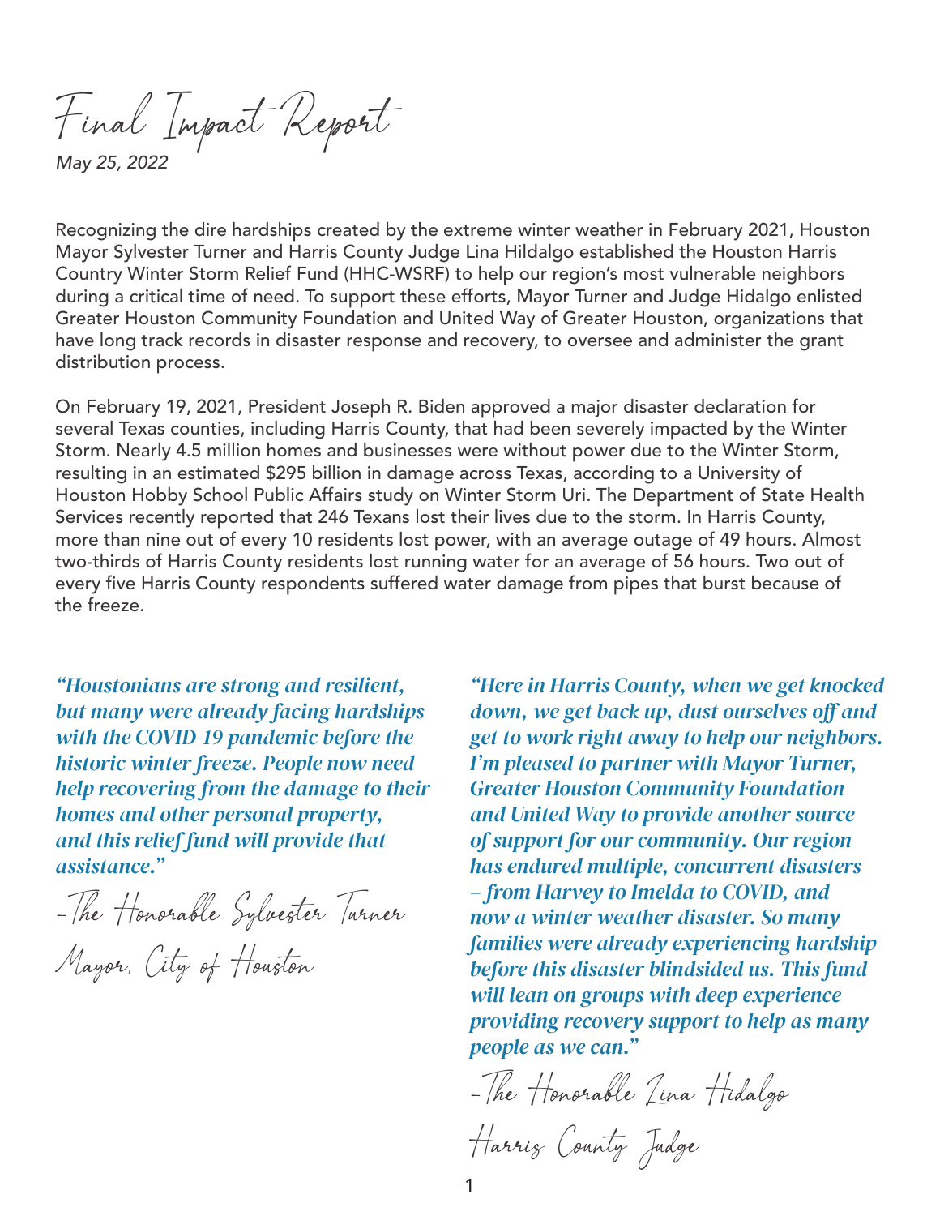# Final Impact Report

*May 25, 2022*

Recognizing the dire hardships created by the extreme winter weather in February 2021, Houston Mayor Sylvester Turner and Harris County Judge Lina Hildalgo established the Houston Harris Country Winter Storm Relief Fund (HHC-WSRF) to help our region's most vulnerable neighbors during a critical time of need. To support these efforts, Mayor Turner and Judge Hidalgo enlisted Greater Houston Community Foundation and United Way of Greater Houston, organizations that have long track records in disaster response and recovery, to oversee and administer the grant distribution process.

On February 19, 2021, President Joseph R. Biden approved a major disaster declaration for several Texas counties, including Harris County, that had been severely impacted by the Winter Storm. Nearly 4.5 million homes and businesses were without power due to the Winter Storm, resulting in an estimated $295 billion in damage across Texas, according to a University of Houston Hobby School Public Affairs study on Winter Storm Uri. The Department of State Health Services recently reported that 246 Texans lost their lives due to the storm. In Harris County, more than nine out of every 10 residents lost power, with an average outage of 49 hours. Almost two-thirds of Harris County residents lost running water for an average of 56 hours. Two out of every five Harris County respondents suffered water damage from pipes that burst because of the freeze.

***"Houstonians are strong and resilient, but many were already facing hardships with the COVID-19 pandemic before the historic winter freeze. People now need help recovering from the damage to their homes and other personal property, and this relief fund will provide that assistance."***

–The Honorable Sylvester Turner
Mayor, City of Houston

***"Here in Harris County, when we get knocked down, we get back up, dust ourselves off and get to work right away to help our neighbors. I'm pleased to partner with Mayor Turner, Greater Houston Community Foundation and United Way to provide another source of support for our community. Our region has endured multiple, concurrent disasters – from Harvey to Imelda to COVID, and now a winter weather disaster. So many families were already experiencing hardship before this disaster blindsided us. This fund will lean on groups with deep experience providing recovery support to help as many people as we can."***

–The Honorable Lina Hidalgo
Harris County Judge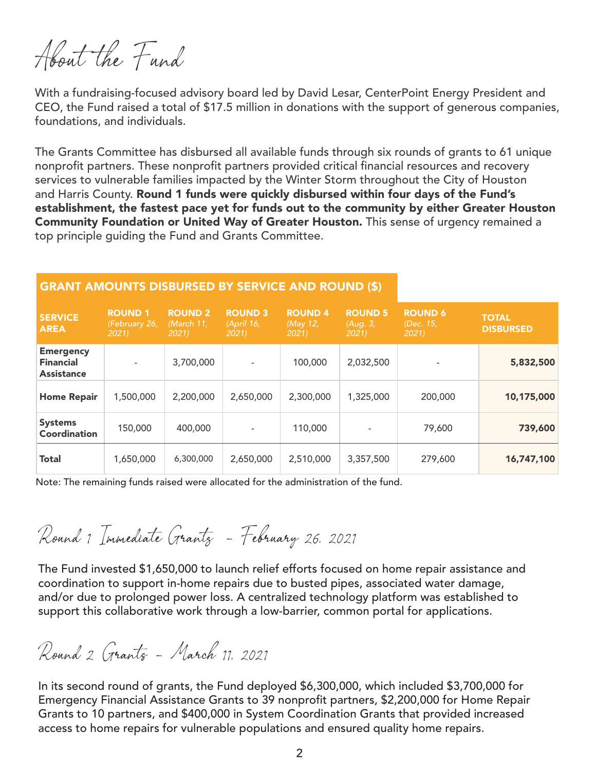# About the Fund

With a fundraising-focused advisory board led by David Lesar, CenterPoint Energy President and CEO, the Fund raised a total of $17.5 million in donations with the support of generous companies, foundations, and individuals.

The Grants Committee has disbursed all available funds through six rounds of grants to 61 unique nonprofit partners. These nonprofit partners provided critical financial resources and recovery services to vulnerable families impacted by the Winter Storm throughout the City of Houston and Harris County. **Round 1 funds were quickly disbursed within four days of the Fund's establishment, the fastest pace yet for funds out to the community by either Greater Houston Community Foundation or United Way of Greater Houston.** This sense of urgency remained a top principle guiding the Fund and Grants Committee.

**GRANT AMOUNTS DISBURSED BY SERVICE AND ROUND ($)**

| SERVICE AREA | ROUND 1 *(February 26, 2021)* | ROUND 2 *(March 11, 2021)* | ROUND 3 *(April 16, 2021)* | ROUND 4 *(May 12, 2021)* | ROUND 5 *(Aug. 3, 2021)* | ROUND 6 *(Dec. 15, 2021)* | TOTAL DISBURSED |
|---|---|---|---|---|---|---|---|
| **Emergency Financial Assistance** | - | 3,700,000 | - | 100,000 | 2,032,500 | - | **5,832,500** |
| **Home Repair** | 1,500,000 | 2,200,000 | 2,650,000 | 2,300,000 | 1,325,000 | 200,000 | **10,175,000** |
| **Systems Coordination** | 150,000 | 400,000 | - | 110,000 | - | 79,600 | **739,600** |
| **Total** | 1,650,000 | 6,300,000 | 2,650,000 | 2,510,000 | 3,357,500 | 279,600 | **16,747,100** |

Note: The remaining funds raised were allocated for the administration of the fund.

## Round 1 Immediate Grants – February 26, 2021

The Fund invested $1,650,000 to launch relief efforts focused on home repair assistance and coordination to support in-home repairs due to busted pipes, associated water damage, and/or due to prolonged power loss. A centralized technology platform was established to support this collaborative work through a low-barrier, common portal for applications.

## Round 2 Grants – March 11, 2021

In its second round of grants, the Fund deployed $6,300,000, which included $3,700,000 for Emergency Financial Assistance Grants to 39 nonprofit partners, $2,200,000 for Home Repair Grants to 10 partners, and $400,000 in System Coordination Grants that provided increased access to home repairs for vulnerable populations and ensured quality home repairs.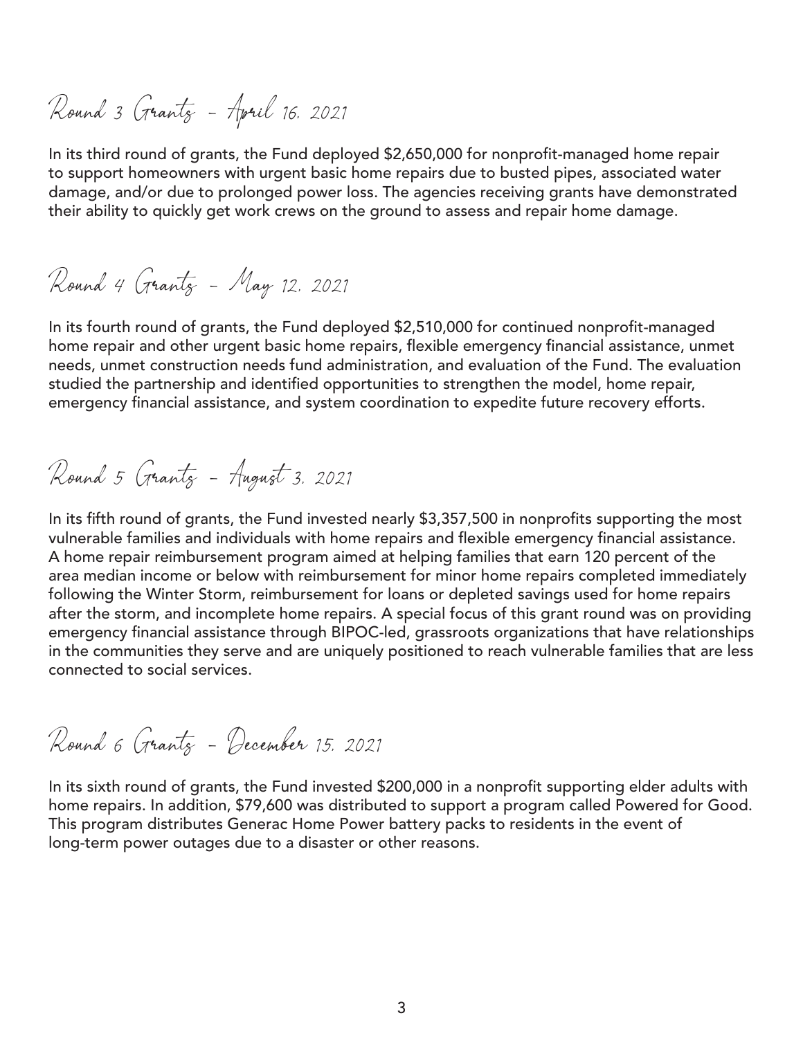## Round 3 Grants – April 16, 2021

In its third round of grants, the Fund deployed $2,650,000 for nonprofit-managed home repair to support homeowners with urgent basic home repairs due to busted pipes, associated water damage, and/or due to prolonged power loss. The agencies receiving grants have demonstrated their ability to quickly get work crews on the ground to assess and repair home damage.

## Round 4 Grants – May 12, 2021

In its fourth round of grants, the Fund deployed $2,510,000 for continued nonprofit-managed home repair and other urgent basic home repairs, flexible emergency financial assistance, unmet needs, unmet construction needs fund administration, and evaluation of the Fund. The evaluation studied the partnership and identified opportunities to strengthen the model, home repair, emergency financial assistance, and system coordination to expedite future recovery efforts.

## Round 5 Grants – August 3, 2021

In its fifth round of grants, the Fund invested nearly $3,357,500 in nonprofits supporting the most vulnerable families and individuals with home repairs and flexible emergency financial assistance. A home repair reimbursement program aimed at helping families that earn 120 percent of the area median income or below with reimbursement for minor home repairs completed immediately following the Winter Storm, reimbursement for loans or depleted savings used for home repairs after the storm, and incomplete home repairs. A special focus of this grant round was on providing emergency financial assistance through BIPOC-led, grassroots organizations that have relationships in the communities they serve and are uniquely positioned to reach vulnerable families that are less connected to social services.

## Round 6 Grants – December 15, 2021

In its sixth round of grants, the Fund invested $200,000 in a nonprofit supporting elder adults with home repairs. In addition, $79,600 was distributed to support a program called Powered for Good. This program distributes Generac Home Power battery packs to residents in the event of long-term power outages due to a disaster or other reasons.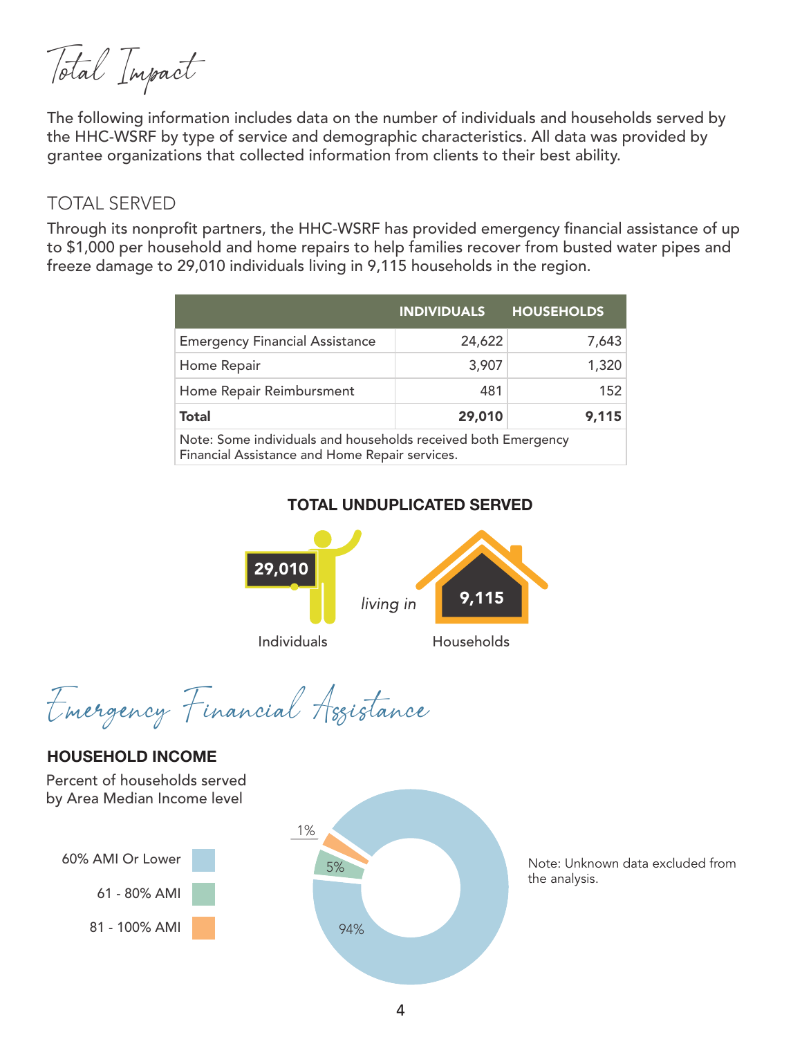# Total Impact

The following information includes data on the number of individuals and households served by the HHC-WSRF by type of service and demographic characteristics. All data was provided by grantee organizations that collected information from clients to their best ability.

## TOTAL SERVED

Through its nonprofit partners, the HHC-WSRF has provided emergency financial assistance of up to $1,000 per household and home repairs to help families recover from busted water pipes and freeze damage to 29,010 individuals living in 9,115 households in the region.

| | INDIVIDUALS | HOUSEHOLDS |
|---|---|---|
| Emergency Financial Assistance | 24,622 | 7,643 |
| Home Repair | 3,907 | 1,320 |
| Home Repair Reimbursment | 481 | 152 |
| **Total** | **29,010** | **9,115** |
| Note: Some individuals and households received both Emergency Financial Assistance and Home Repair services. | | |

### TOTAL UNDUPLICATED SERVED

**29,010** Individuals *living in* **9,115** Households

# Emergency Financial Assistance

### HOUSEHOLD INCOME

Percent of households served by Area Median Income level

| AMI Level | Percent |
|---|---|
| 60% AMI Or Lower | 94% |
| 61 - 80% AMI | 5% |
| 81 - 100% AMI | 1% |

Note: Unknown data excluded from the analysis.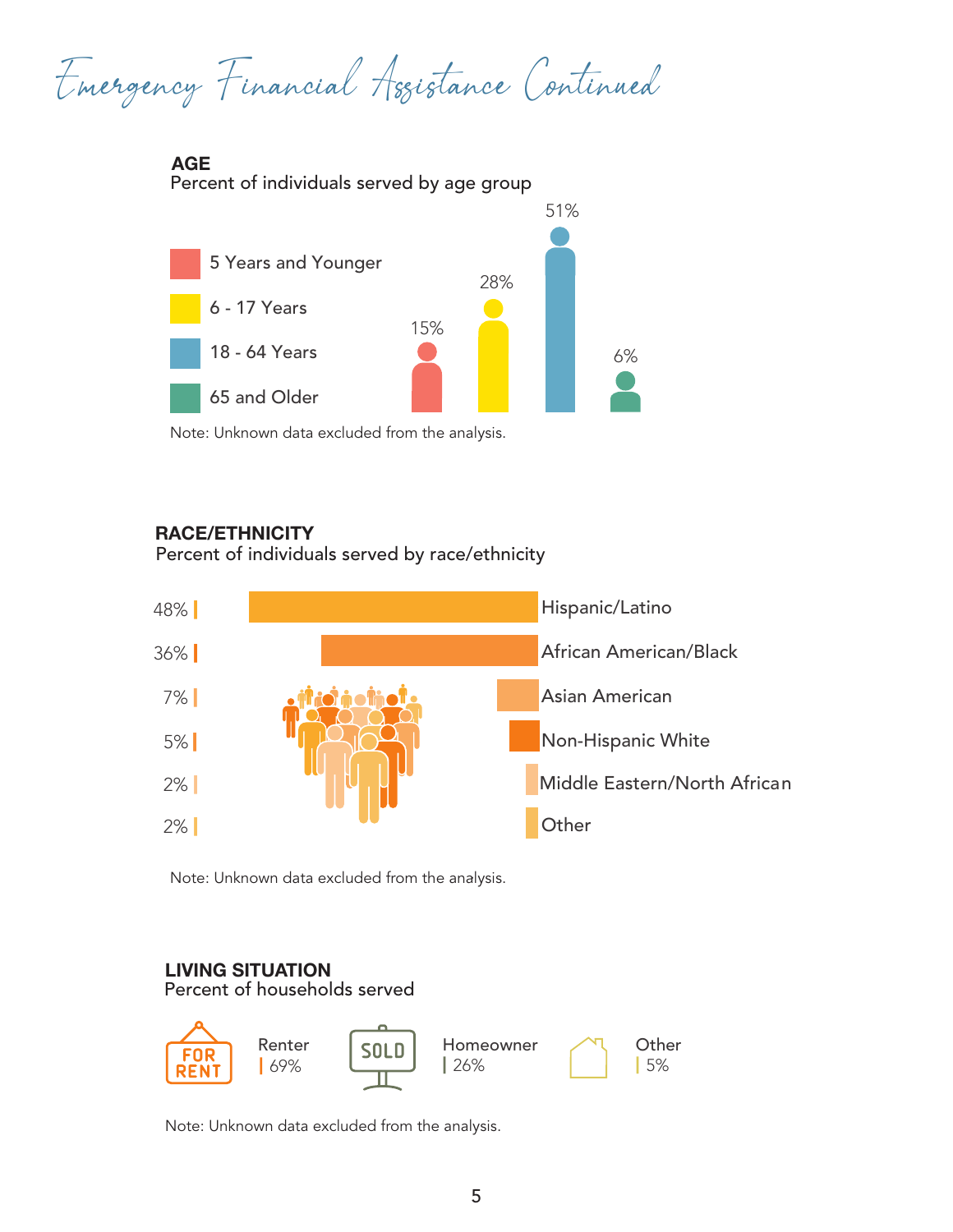# Emergency Financial Assistance Continued

**AGE**
Percent of individuals served by age group

| Age Group | Percent |
|---|---|
| 5 Years and Younger | 15% |
| 6 - 17 Years | 28% |
| 18 - 64 Years | 51% |
| 65 and Older | 6% |

Note: Unknown data excluded from the analysis.

**RACE/ETHNICITY**
Percent of individuals served by race/ethnicity

| Race/Ethnicity | Percent |
|---|---|
| Hispanic/Latino | 48% |
| African American/Black | 36% |
| Asian American | 7% |
| Non-Hispanic White | 5% |
| Middle Eastern/North African | 2% |
| Other | 2% |

Note: Unknown data excluded from the analysis.

**LIVING SITUATION**
Percent of households served

| Living Situation | Percent |
|---|---|
| Renter | 69% |
| Homeowner | 26% |
| Other | 5% |

Note: Unknown data excluded from the analysis.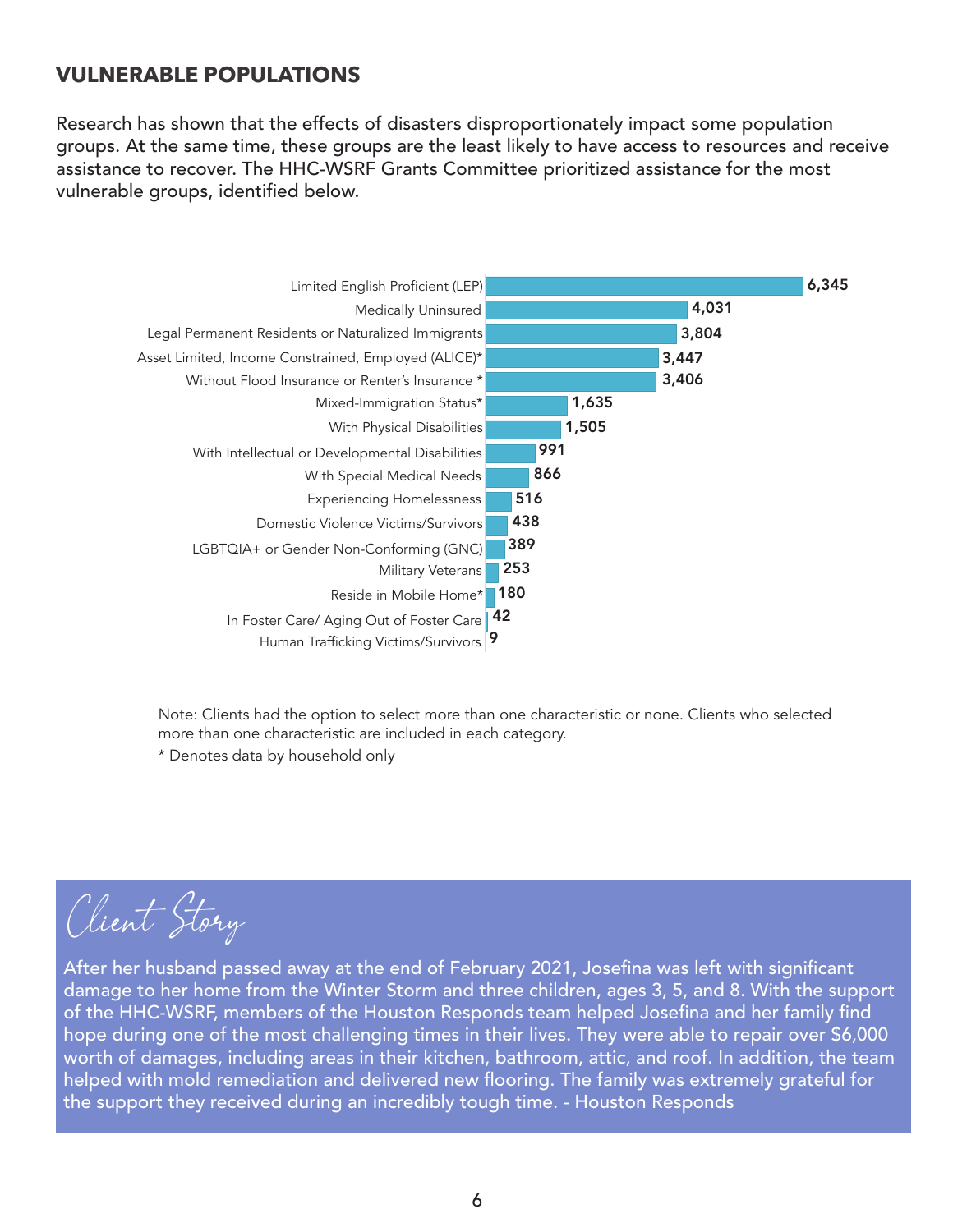## VULNERABLE POPULATIONS

Research has shown that the effects of disasters disproportionately impact some population groups. At the same time, these groups are the least likely to have access to resources and receive assistance to recover. The HHC-WSRF Grants Committee prioritized assistance for the most vulnerable groups, identified below.

| Population | Count |
|---|---|
| Limited English Proficient (LEP) | 6,345 |
| Medically Uninsured | 4,031 |
| Legal Permanent Residents or Naturalized Immigrants | 3,804 |
| Asset Limited, Income Constrained, Employed (ALICE)* | 3,447 |
| Without Flood Insurance or Renter's Insurance * | 3,406 |
| Mixed-Immigration Status* | 1,635 |
| With Physical Disabilities | 1,505 |
| With Intellectual or Developmental Disabilities | 991 |
| With Special Medical Needs | 866 |
| Experiencing Homelessness | 516 |
| Domestic Violence Victims/Survivors | 438 |
| LGBTQIA+ or Gender Non-Conforming (GNC) | 389 |
| Military Veterans | 253 |
| Reside in Mobile Home* | 180 |
| In Foster Care/ Aging Out of Foster Care | 42 |
| Human Trafficking Victims/Survivors | 9 |

Note: Clients had the option to select more than one characteristic or none. Clients who selected more than one characteristic are included in each category.

* Denotes data by household only

### *Client Story*

After her husband passed away at the end of February 2021, Josefina was left with significant damage to her home from the Winter Storm and three children, ages 3, 5, and 8. With the support of the HHC-WSRF, members of the Houston Responds team helped Josefina and her family find hope during one of the most challenging times in their lives. They were able to repair over $6,000 worth of damages, including areas in their kitchen, bathroom, attic, and roof. In addition, the team helped with mold remediation and delivered new flooring. The family was extremely grateful for the support they received during an incredibly tough time. - Houston Responds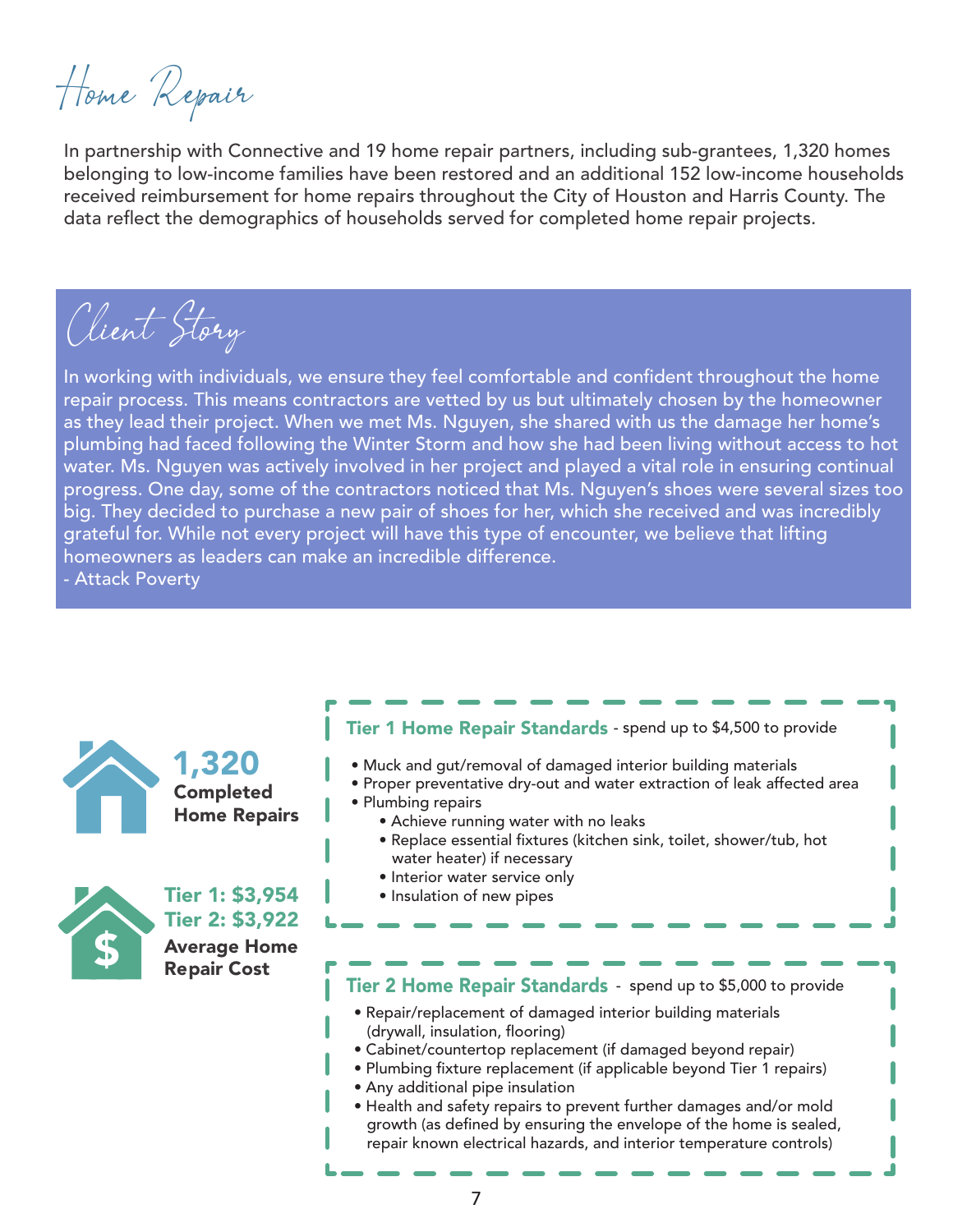# Home Repair

In partnership with Connective and 19 home repair partners, including sub-grantees, 1,320 homes belonging to low-income families have been restored and an additional 152 low-income households received reimbursement for home repairs throughout the City of Houston and Harris County. The data reflect the demographics of households served for completed home repair projects.

## Client Story

In working with individuals, we ensure they feel comfortable and confident throughout the home repair process. This means contractors are vetted by us but ultimately chosen by the homeowner as they lead their project. When we met Ms. Nguyen, she shared with us the damage her home's plumbing had faced following the Winter Storm and how she had been living without access to hot water. Ms. Nguyen was actively involved in her project and played a vital role in ensuring continual progress. One day, some of the contractors noticed that Ms. Nguyen's shoes were several sizes too big. They decided to purchase a new pair of shoes for her, which she received and was incredibly grateful for. While not every project will have this type of encounter, we believe that lifting homeowners as leaders can make an incredible difference.

- Attack Poverty

**1,320**
**Completed Home Repairs**

**Tier 1: $3,954**
**Tier 2: $3,922**
**Average Home Repair Cost**

### Tier 1 Home Repair Standards - spend up to $4,500 to provide

- Muck and gut/removal of damaged interior building materials
- Proper preventative dry-out and water extraction of leak affected area
- Plumbing repairs
  - Achieve running water with no leaks
  - Replace essential fixtures (kitchen sink, toilet, shower/tub, hot water heater) if necessary
  - Interior water service only
  - Insulation of new pipes

### Tier 2 Home Repair Standards - spend up to $5,000 to provide

- Repair/replacement of damaged interior building materials (drywall, insulation, flooring)
- Cabinet/countertop replacement (if damaged beyond repair)
- Plumbing fixture replacement (if applicable beyond Tier 1 repairs)
- Any additional pipe insulation
- Health and safety repairs to prevent further damages and/or mold growth (as defined by ensuring the envelope of the home is sealed, repair known electrical hazards, and interior temperature controls)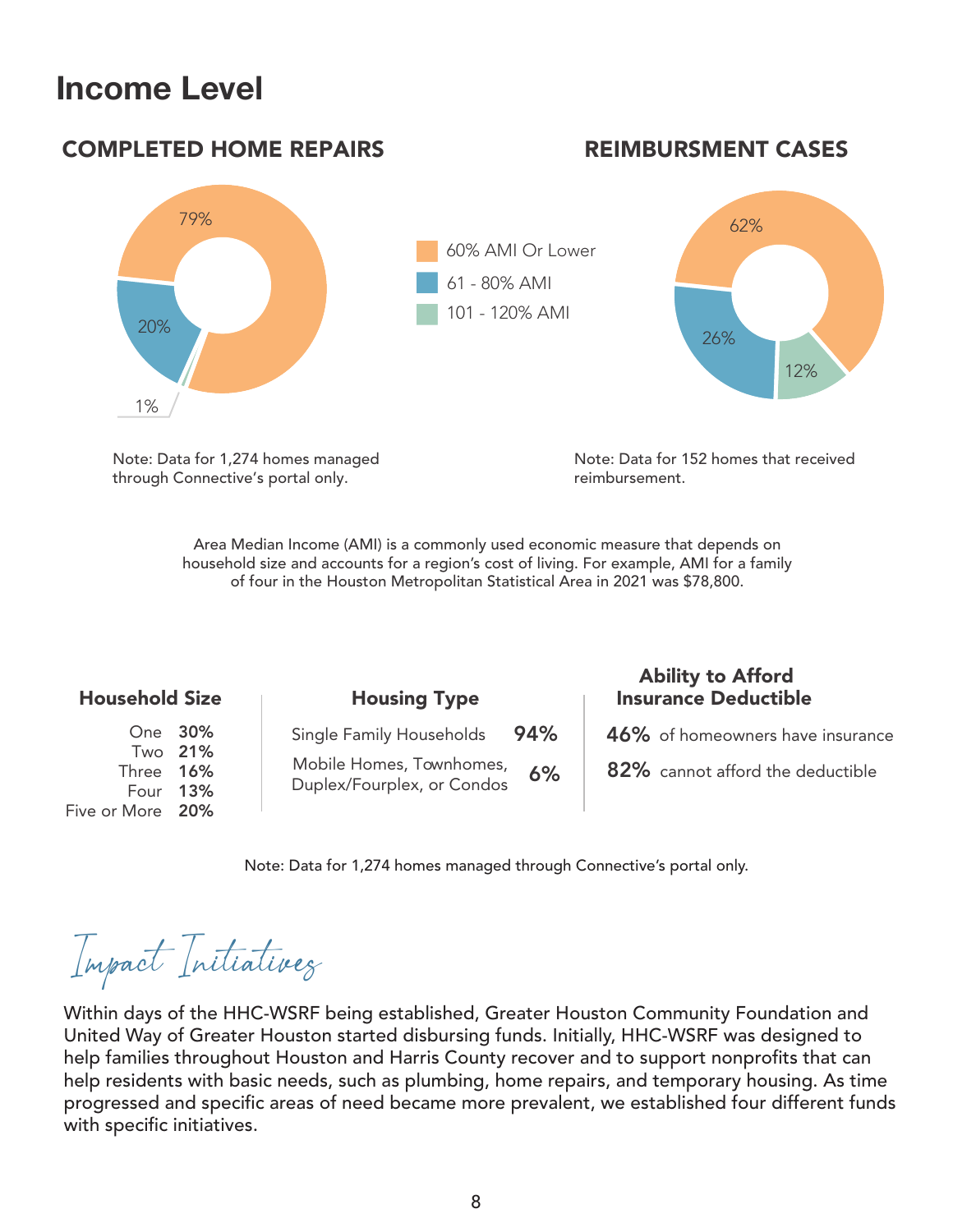# Income Level

## COMPLETED HOME REPAIRS

- 60% AMI Or Lower: 79%
- 61 - 80% AMI: 20%
- 101 - 120% AMI: 1%

Note: Data for 1,274 homes managed through Connective's portal only.

## REIMBURSMENT CASES

- 60% AMI Or Lower: 62%
- 61 - 80% AMI: 26%
- 101 - 120% AMI: 12%

Note: Data for 152 homes that received reimbursement.

Area Median Income (AMI) is a commonly used economic measure that depends on household size and accounts for a region's cost of living. For example, AMI for a family of four in the Houston Metropolitan Statistical Area in 2021 was $78,800.

### Household Size

| | |
|---|---|
| One | **30%** |
| Two | **21%** |
| Three | **16%** |
| Four | **13%** |
| Five or More | **20%** |

### Housing Type

| | |
|---|---|
| Single Family Households | **94%** |
| Mobile Homes, Townhomes, Duplex/Fourplex, or Condos | **6%** |

### Ability to Afford Insurance Deductible

**46%** of homeowners have insurance

**82%** cannot afford the deductible

Note: Data for 1,274 homes managed through Connective's portal only.

## *Impact Initiatives*

Within days of the HHC-WSRF being established, Greater Houston Community Foundation and United Way of Greater Houston started disbursing funds. Initially, HHC-WSRF was designed to help families throughout Houston and Harris County recover and to support nonprofits that can help residents with basic needs, such as plumbing, home repairs, and temporary housing. As time progressed and specific areas of need became more prevalent, we established four different funds with specific initiatives.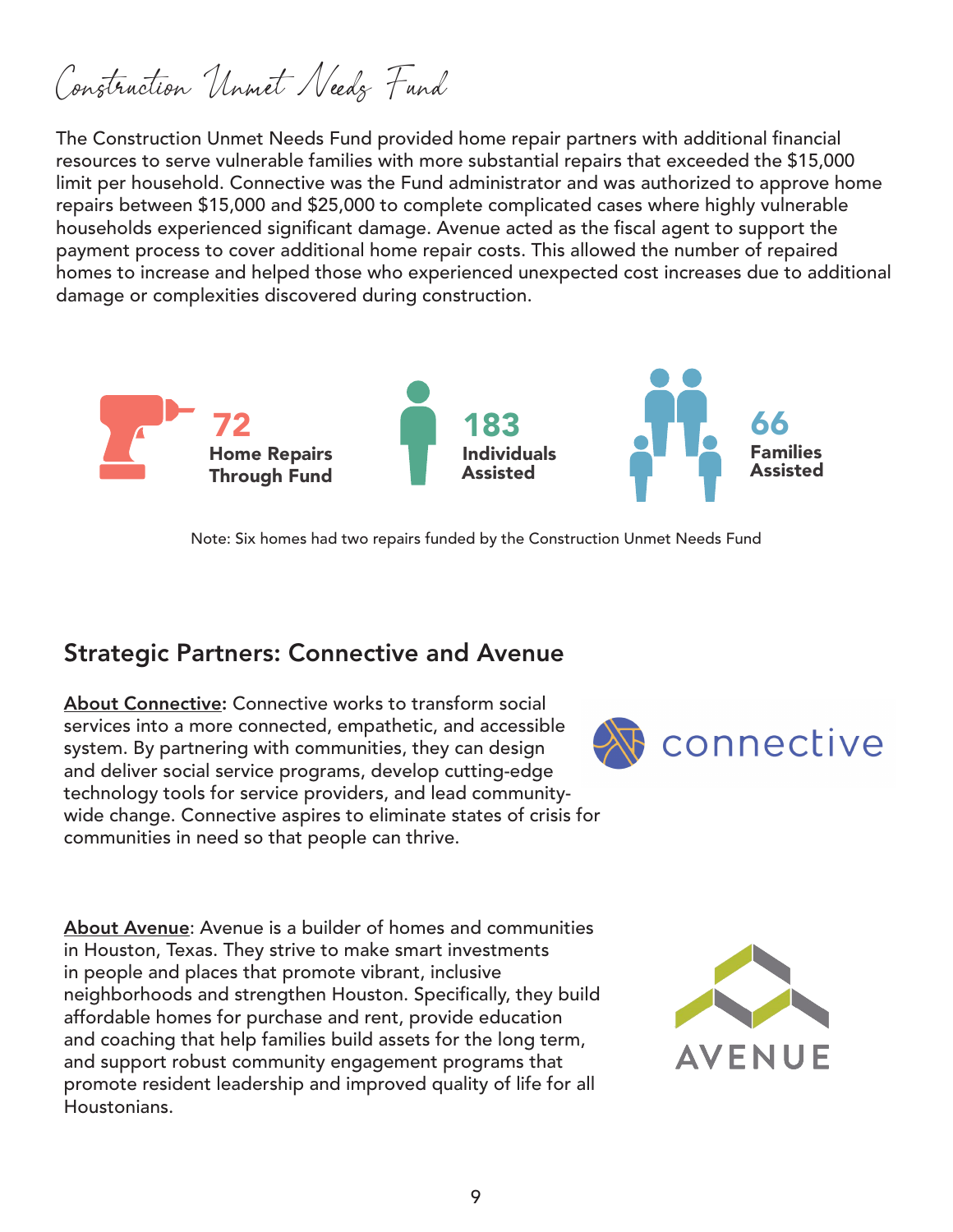# Construction Unmet Needs Fund

The Construction Unmet Needs Fund provided home repair partners with additional financial resources to serve vulnerable families with more substantial repairs that exceeded the $15,000 limit per household. Connective was the Fund administrator and was authorized to approve home repairs between $15,000 and $25,000 to complete complicated cases where highly vulnerable households experienced significant damage. Avenue acted as the fiscal agent to support the payment process to cover additional home repair costs. This allowed the number of repaired homes to increase and helped those who experienced unexpected cost increases due to additional damage or complexities discovered during construction.

**72**
**Home Repairs Through Fund**

**183**
**Individuals Assisted**

**66**
**Families Assisted**

Note: Six homes had two repairs funded by the Construction Unmet Needs Fund

## Strategic Partners: Connective and Avenue

**About Connective:** Connective works to transform social services into a more connected, empathetic, and accessible system. By partnering with communities, they can design and deliver social service programs, develop cutting-edge technology tools for service providers, and lead community-wide change. Connective aspires to eliminate states of crisis for communities in need so that people can thrive.

**About Avenue**: Avenue is a builder of homes and communities in Houston, Texas. They strive to make smart investments in people and places that promote vibrant, inclusive neighborhoods and strengthen Houston. Specifically, they build affordable homes for purchase and rent, provide education and coaching that help families build assets for the long term, and support robust community engagement programs that promote resident leadership and improved quality of life for all Houstonians.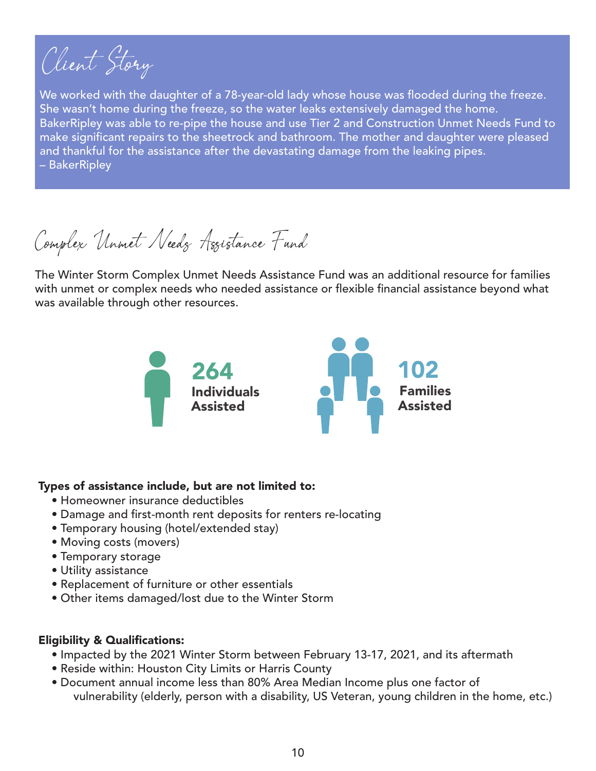## Client Story

We worked with the daughter of a 78-year-old lady whose house was flooded during the freeze. She wasn't home during the freeze, so the water leaks extensively damaged the home. BakerRipley was able to re-pipe the house and use Tier 2 and Construction Unmet Needs Fund to make significant repairs to the sheetrock and bathroom. The mother and daughter were pleased and thankful for the assistance after the devastating damage from the leaking pipes.
– BakerRipley

## Complex Unmet Needs Assistance Fund

The Winter Storm Complex Unmet Needs Assistance Fund was an additional resource for families with unmet or complex needs who needed assistance or flexible financial assistance beyond what was available through other resources.

**264** Individuals Assisted

**102** Families Assisted

**Types of assistance include, but are not limited to:**

- Homeowner insurance deductibles
- Damage and first-month rent deposits for renters re-locating
- Temporary housing (hotel/extended stay)
- Moving costs (movers)
- Temporary storage
- Utility assistance
- Replacement of furniture or other essentials
- Other items damaged/lost due to the Winter Storm

**Eligibility & Qualifications:**

- Impacted by the 2021 Winter Storm between February 13-17, 2021, and its aftermath
- Reside within: Houston City Limits or Harris County
- Document annual income less than 80% Area Median Income plus one factor of vulnerability (elderly, person with a disability, US Veteran, young children in the home, etc.)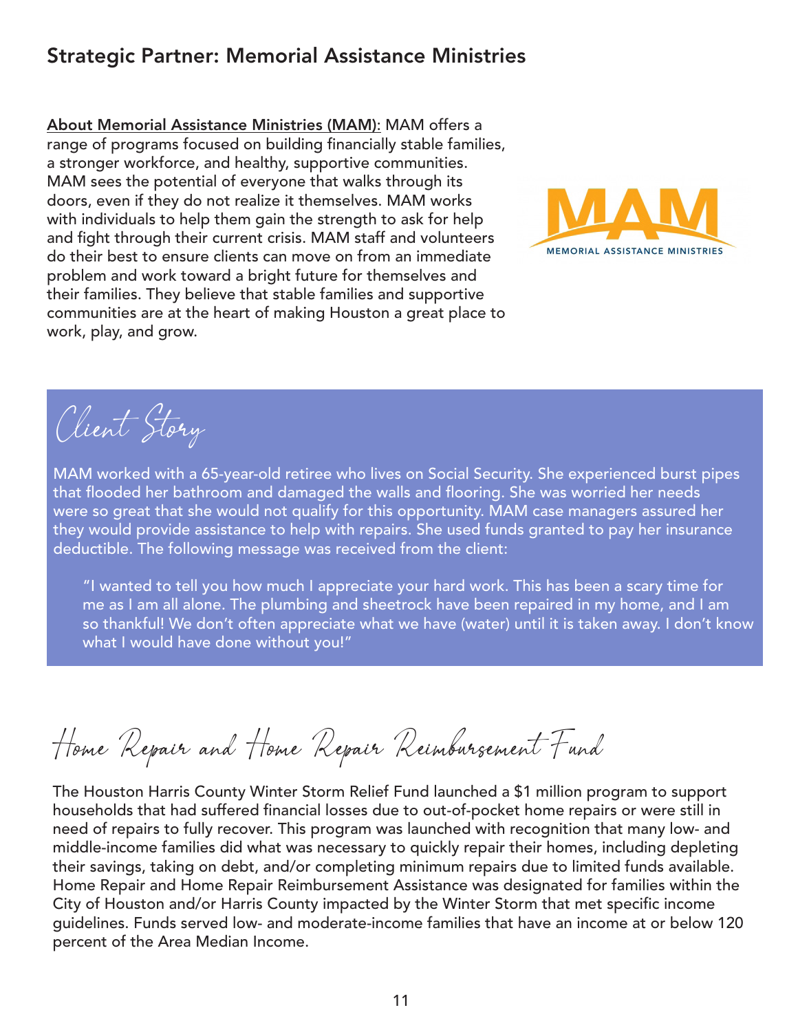## Strategic Partner: Memorial Assistance Ministries

**About Memorial Assistance Ministries (MAM):** MAM offers a range of programs focused on building financially stable families, a stronger workforce, and healthy, supportive communities. MAM sees the potential of everyone that walks through its doors, even if they do not realize it themselves. MAM works with individuals to help them gain the strength to ask for help and fight through their current crisis. MAM staff and volunteers do their best to ensure clients can move on from an immediate problem and work toward a bright future for themselves and their families. They believe that stable families and supportive communities are at the heart of making Houston a great place to work, play, and grow.

MAM
MEMORIAL ASSISTANCE MINISTRIES

### Client Story

MAM worked with a 65-year-old retiree who lives on Social Security. She experienced burst pipes that flooded her bathroom and damaged the walls and flooring. She was worried her needs were so great that she would not qualify for this opportunity. MAM case managers assured her they would provide assistance to help with repairs. She used funds granted to pay her insurance deductible. The following message was received from the client:

> "I wanted to tell you how much I appreciate your hard work. This has been a scary time for me as I am all alone. The plumbing and sheetrock have been repaired in my home, and I am so thankful! We don't often appreciate what we have (water) until it is taken away. I don't know what I would have done without you!"

### Home Repair and Home Repair Reimbursement Fund

The Houston Harris County Winter Storm Relief Fund launched a $1 million program to support households that had suffered financial losses due to out-of-pocket home repairs or were still in need of repairs to fully recover. This program was launched with recognition that many low- and middle-income families did what was necessary to quickly repair their homes, including depleting their savings, taking on debt, and/or completing minimum repairs due to limited funds available. Home Repair and Home Repair Reimbursement Assistance was designated for families within the City of Houston and/or Harris County impacted by the Winter Storm that met specific income guidelines. Funds served low- and moderate-income families that have an income at or below 120 percent of the Area Median Income.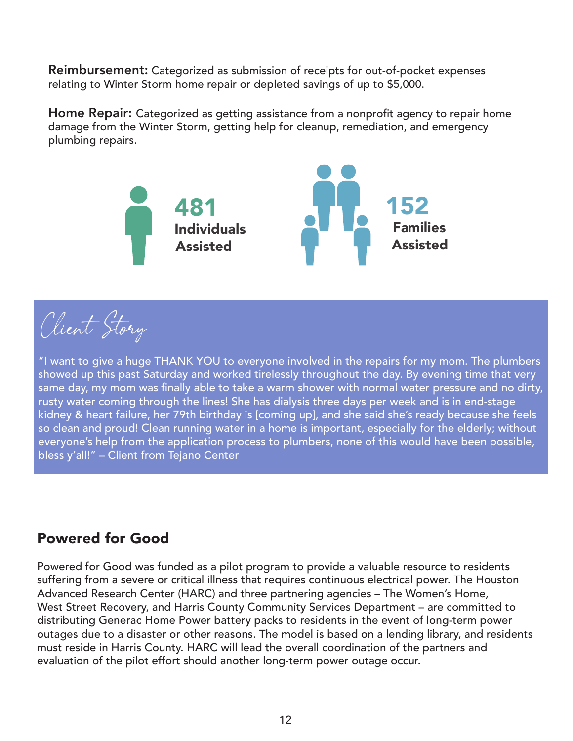**Reimbursement:** Categorized as submission of receipts for out-of-pocket expenses relating to Winter Storm home repair or depleted savings of up to $5,000.

**Home Repair:** Categorized as getting assistance from a nonprofit agency to repair home damage from the Winter Storm, getting help for cleanup, remediation, and emergency plumbing repairs.

**481** Individuals Assisted

**152** Families Assisted

## Client Story

"I want to give a huge THANK YOU to everyone involved in the repairs for my mom. The plumbers showed up this past Saturday and worked tirelessly throughout the day. By evening time that very same day, my mom was finally able to take a warm shower with normal water pressure and no dirty, rusty water coming through the lines! She has dialysis three days per week and is in end-stage kidney & heart failure, her 79th birthday is [coming up], and she said she's ready because she feels so clean and proud! Clean running water in a home is important, especially for the elderly; without everyone's help from the application process to plumbers, none of this would have been possible, bless y'all!" – Client from Tejano Center

## Powered for Good

Powered for Good was funded as a pilot program to provide a valuable resource to residents suffering from a severe or critical illness that requires continuous electrical power. The Houston Advanced Research Center (HARC) and three partnering agencies – The Women's Home, West Street Recovery, and Harris County Community Services Department – are committed to distributing Generac Home Power battery packs to residents in the event of long-term power outages due to a disaster or other reasons. The model is based on a lending library, and residents must reside in Harris County. HARC will lead the overall coordination of the partners and evaluation of the pilot effort should another long-term power outage occur.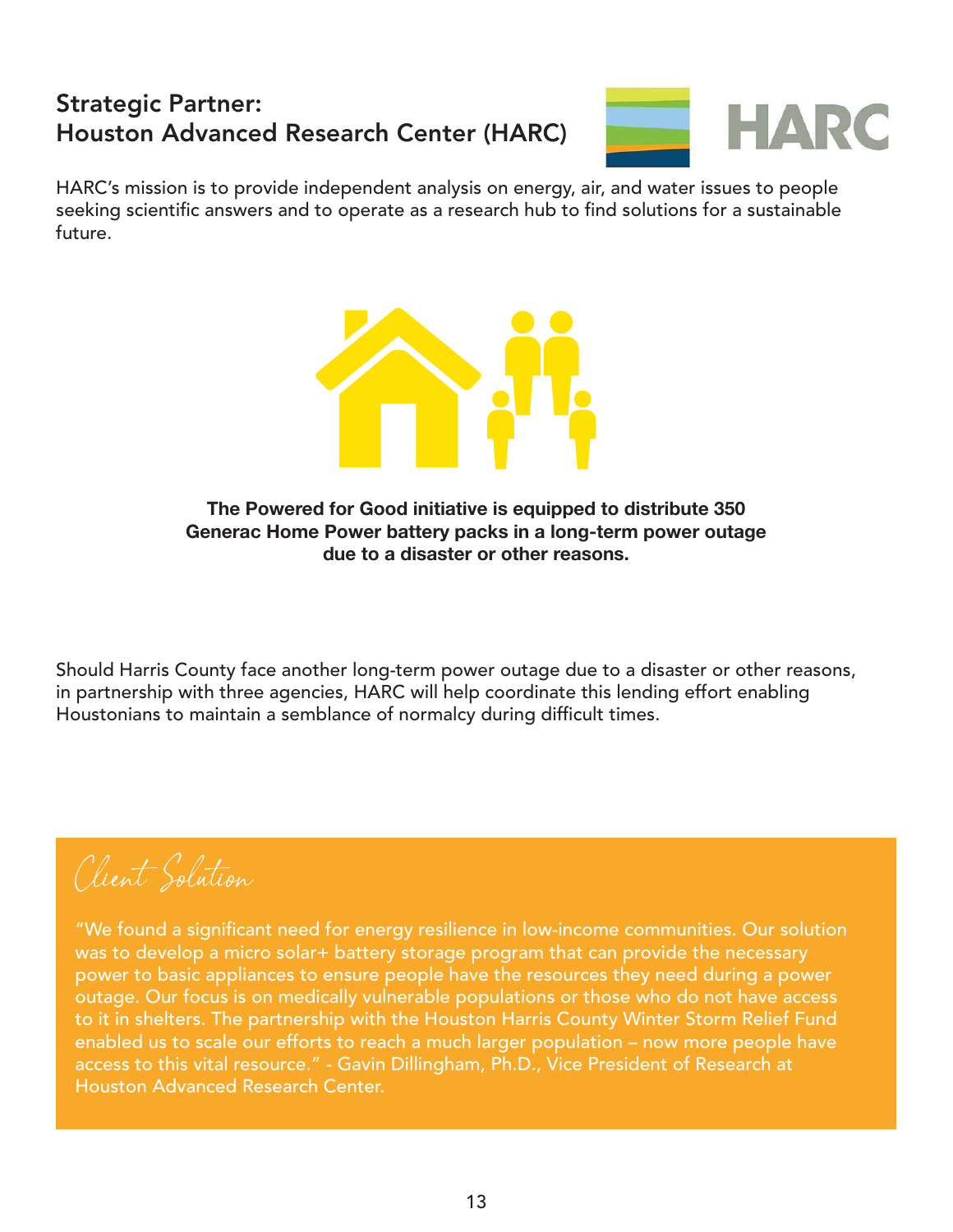## Strategic Partner:
## Houston Advanced Research Center (HARC)

HARC's mission is to provide independent analysis on energy, air, and water issues to people seeking scientific answers and to operate as a research hub to find solutions for a sustainable future.

**The Powered for Good initiative is equipped to distribute 350 Generac Home Power battery packs in a long-term power outage due to a disaster or other reasons.**

Should Harris County face another long-term power outage due to a disaster or other reasons, in partnership with three agencies, HARC will help coordinate this lending effort enabling Houstonians to maintain a semblance of normalcy during difficult times.

### Client Solution

"We found a significant need for energy resilience in low-income communities. Our solution was to develop a micro solar+ battery storage program that can provide the necessary power to basic appliances to ensure people have the resources they need during a power outage. Our focus is on medically vulnerable populations or those who do not have access to it in shelters. The partnership with the Houston Harris County Winter Storm Relief Fund enabled us to scale our efforts to reach a much larger population – now more people have access to this vital resource." - Gavin Dillingham, Ph.D., Vice President of Research at Houston Advanced Research Center.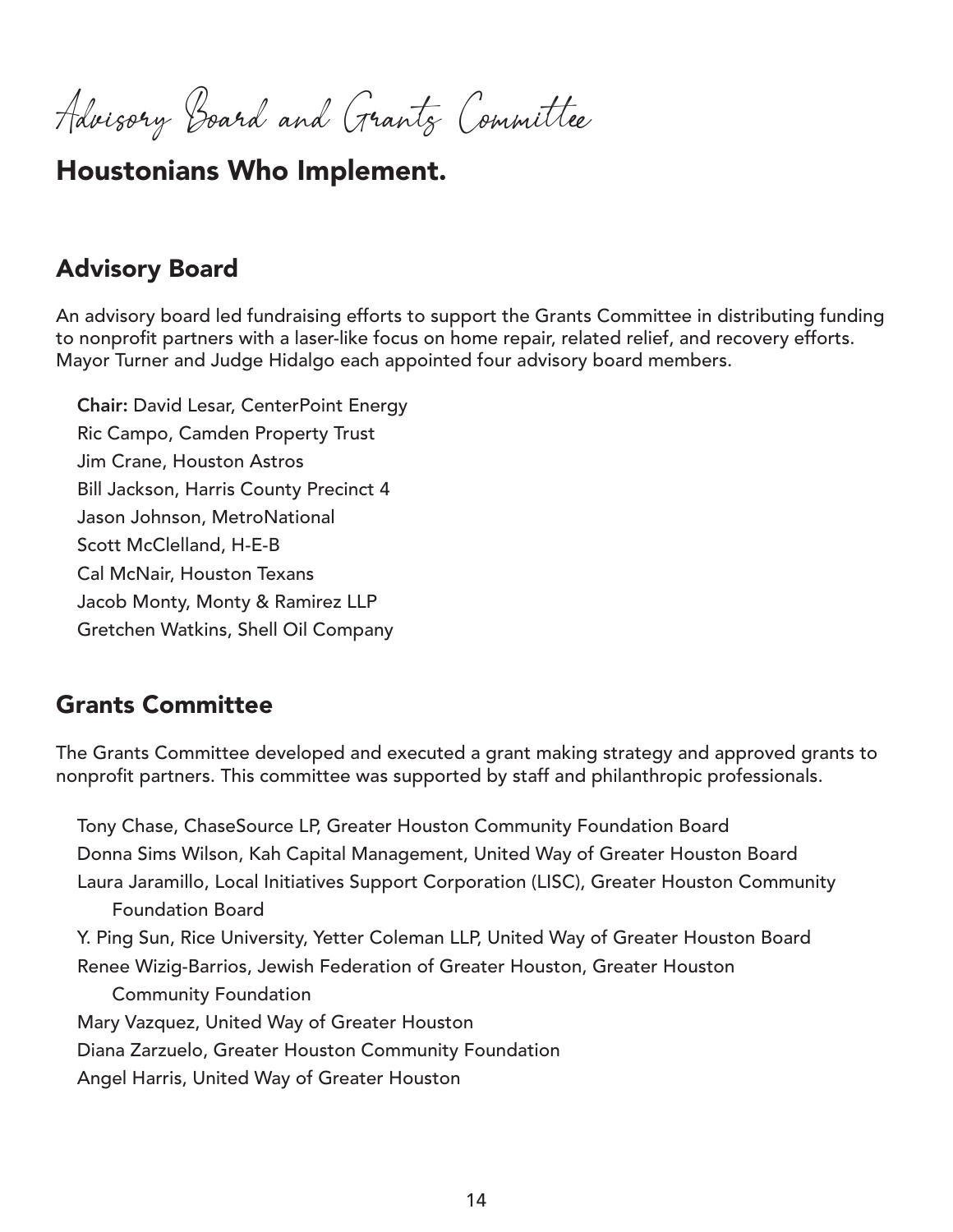*Advisory Board and Grants Committee*

# Houstonians Who Implement.

## Advisory Board

An advisory board led fundraising efforts to support the Grants Committee in distributing funding to nonprofit partners with a laser-like focus on home repair, related relief, and recovery efforts. Mayor Turner and Judge Hidalgo each appointed four advisory board members.

**Chair:** David Lesar, CenterPoint Energy
Ric Campo, Camden Property Trust
Jim Crane, Houston Astros
Bill Jackson, Harris County Precinct 4
Jason Johnson, MetroNational
Scott McClelland, H-E-B
Cal McNair, Houston Texans
Jacob Monty, Monty & Ramirez LLP
Gretchen Watkins, Shell Oil Company

## Grants Committee

The Grants Committee developed and executed a grant making strategy and approved grants to nonprofit partners. This committee was supported by staff and philanthropic professionals.

Tony Chase, ChaseSource LP, Greater Houston Community Foundation Board
Donna Sims Wilson, Kah Capital Management, United Way of Greater Houston Board
Laura Jaramillo, Local Initiatives Support Corporation (LISC), Greater Houston Community Foundation Board
Y. Ping Sun, Rice University, Yetter Coleman LLP, United Way of Greater Houston Board
Renee Wizig-Barrios, Jewish Federation of Greater Houston, Greater Houston Community Foundation
Mary Vazquez, United Way of Greater Houston
Diana Zarzuelo, Greater Houston Community Foundation
Angel Harris, United Way of Greater Houston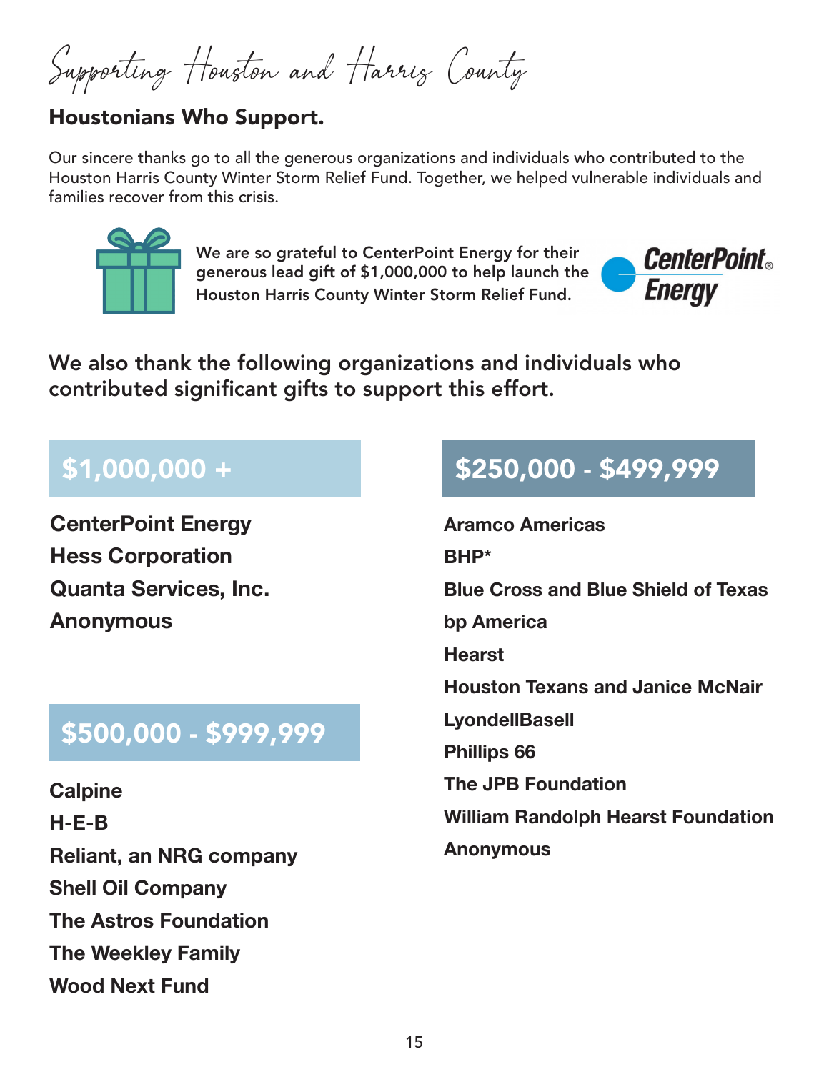# Supporting Houston and Harris County

## Houstonians Who Support.

Our sincere thanks go to all the generous organizations and individuals who contributed to the Houston Harris County Winter Storm Relief Fund. Together, we helped vulnerable individuals and families recover from this crisis.

We are so grateful to CenterPoint Energy for their generous lead gift of $1,000,000 to help launch the Houston Harris County Winter Storm Relief Fund.

### We also thank the following organizations and individuals who contributed significant gifts to support this effort.

### $1,000,000 +

**CenterPoint Energy**
**Hess Corporation**
**Quanta Services, Inc.**
**Anonymous**

### $500,000 - $999,999

**Calpine**
**H-E-B**
**Reliant, an NRG company**
**Shell Oil Company**
**The Astros Foundation**
**The Weekley Family**
**Wood Next Fund**

### $250,000 - $499,999

**Aramco Americas**
**BHP***
**Blue Cross and Blue Shield of Texas**
**bp America**
**Hearst**
**Houston Texans and Janice McNair**
**LyondellBasell**
**Phillips 66**
**The JPB Foundation**
**William Randolph Hearst Foundation**
**Anonymous**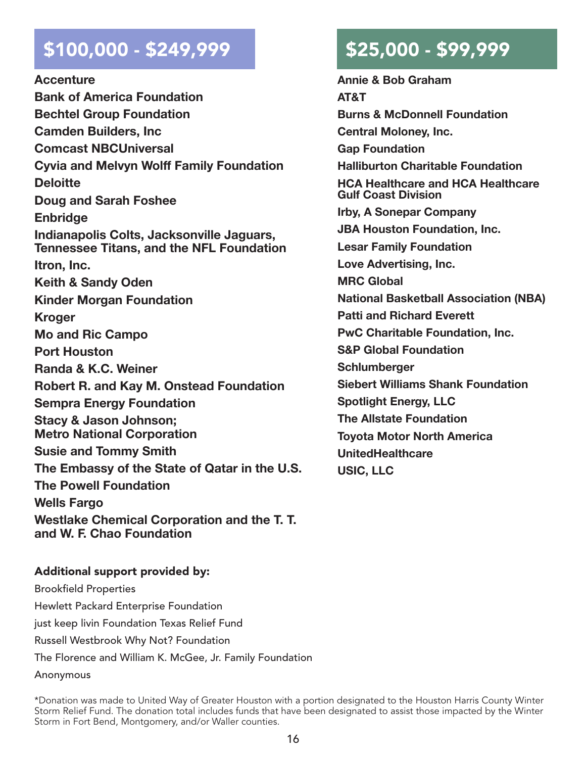## $100,000 - $249,999

**Accenture**
**Bank of America Foundation**
**Bechtel Group Foundation**
**Camden Builders, Inc**
**Comcast NBCUniversal**
**Cyvia and Melvyn Wolff Family Foundation**
**Deloitte**
**Doug and Sarah Foshee**
**Enbridge**
**Indianapolis Colts, Jacksonville Jaguars, Tennessee Titans, and the NFL Foundation**
**Itron, Inc.**
**Keith & Sandy Oden**
**Kinder Morgan Foundation**
**Kroger**
**Mo and Ric Campo**
**Port Houston**
**Randa & K.C. Weiner**
**Robert R. and Kay M. Onstead Foundation**
**Sempra Energy Foundation**
**Stacy & Jason Johnson; Metro National Corporation**
**Susie and Tommy Smith**
**The Embassy of the State of Qatar in the U.S.**
**The Powell Foundation**
**Wells Fargo**
**Westlake Chemical Corporation and the T. T. and W. F. Chao Foundation**

**Additional support provided by:**

Brookfield Properties
Hewlett Packard Enterprise Foundation
just keep livin Foundation Texas Relief Fund
Russell Westbrook Why Not? Foundation
The Florence and William K. McGee, Jr. Family Foundation
Anonymous

## $25,000 - $99,999

**Annie & Bob Graham**
**AT&T**
**Burns & McDonnell Foundation**
**Central Moloney, Inc.**
**Gap Foundation**
**Halliburton Charitable Foundation**
**HCA Healthcare and HCA Healthcare Gulf Coast Division**
**Irby, A Sonepar Company**
**JBA Houston Foundation, Inc.**
**Lesar Family Foundation**
**Love Advertising, Inc.**
**MRC Global**
**National Basketball Association (NBA)**
**Patti and Richard Everett**
**PwC Charitable Foundation, Inc.**
**S&P Global Foundation**
**Schlumberger**
**Siebert Williams Shank Foundation**
**Spotlight Energy, LLC**
**The Allstate Foundation**
**Toyota Motor North America**
**UnitedHealthcare**
**USIC, LLC**

*Donation was made to United Way of Greater Houston with a portion designated to the Houston Harris County Winter Storm Relief Fund. The donation total includes funds that have been designated to assist those impacted by the Winter Storm in Fort Bend, Montgomery, and/or Waller counties.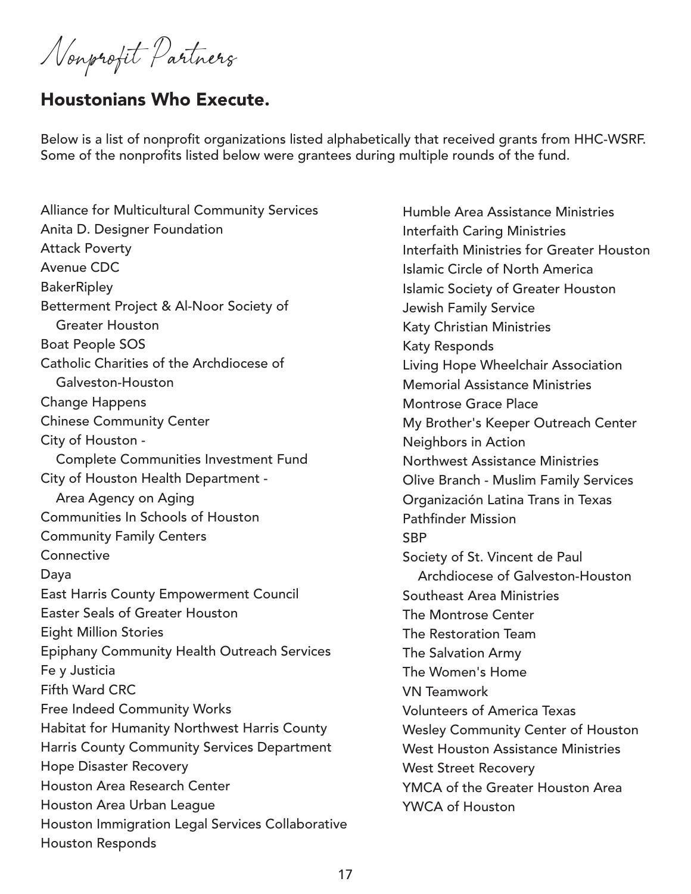*Nonprofit Partners*

## Houstonians Who Execute.

Below is a list of nonprofit organizations listed alphabetically that received grants from HHC-WSRF. Some of the nonprofits listed below were grantees during multiple rounds of the fund.

Alliance for Multicultural Community Services
Anita D. Designer Foundation
Attack Poverty
Avenue CDC
BakerRipley
Betterment Project & Al-Noor Society of Greater Houston
Boat People SOS
Catholic Charities of the Archdiocese of Galveston-Houston
Change Happens
Chinese Community Center
City of Houston - Complete Communities Investment Fund
City of Houston Health Department - Area Agency on Aging
Communities In Schools of Houston
Community Family Centers
Connective
Daya
East Harris County Empowerment Council
Easter Seals of Greater Houston
Eight Million Stories
Epiphany Community Health Outreach Services
Fe y Justicia
Fifth Ward CRC
Free Indeed Community Works
Habitat for Humanity Northwest Harris County
Harris County Community Services Department
Hope Disaster Recovery
Houston Area Research Center
Houston Area Urban League
Houston Immigration Legal Services Collaborative
Houston Responds
Humble Area Assistance Ministries
Interfaith Caring Ministries
Interfaith Ministries for Greater Houston
Islamic Circle of North America
Islamic Society of Greater Houston
Jewish Family Service
Katy Christian Ministries
Katy Responds
Living Hope Wheelchair Association
Memorial Assistance Ministries
Montrose Grace Place
My Brother's Keeper Outreach Center
Neighbors in Action
Northwest Assistance Ministries
Olive Branch - Muslim Family Services
Organización Latina Trans in Texas
Pathfinder Mission
SBP
Society of St. Vincent de Paul Archdiocese of Galveston-Houston
Southeast Area Ministries
The Montrose Center
The Restoration Team
The Salvation Army
The Women's Home
VN Teamwork
Volunteers of America Texas
Wesley Community Center of Houston
West Houston Assistance Ministries
West Street Recovery
YMCA of the Greater Houston Area
YWCA of Houston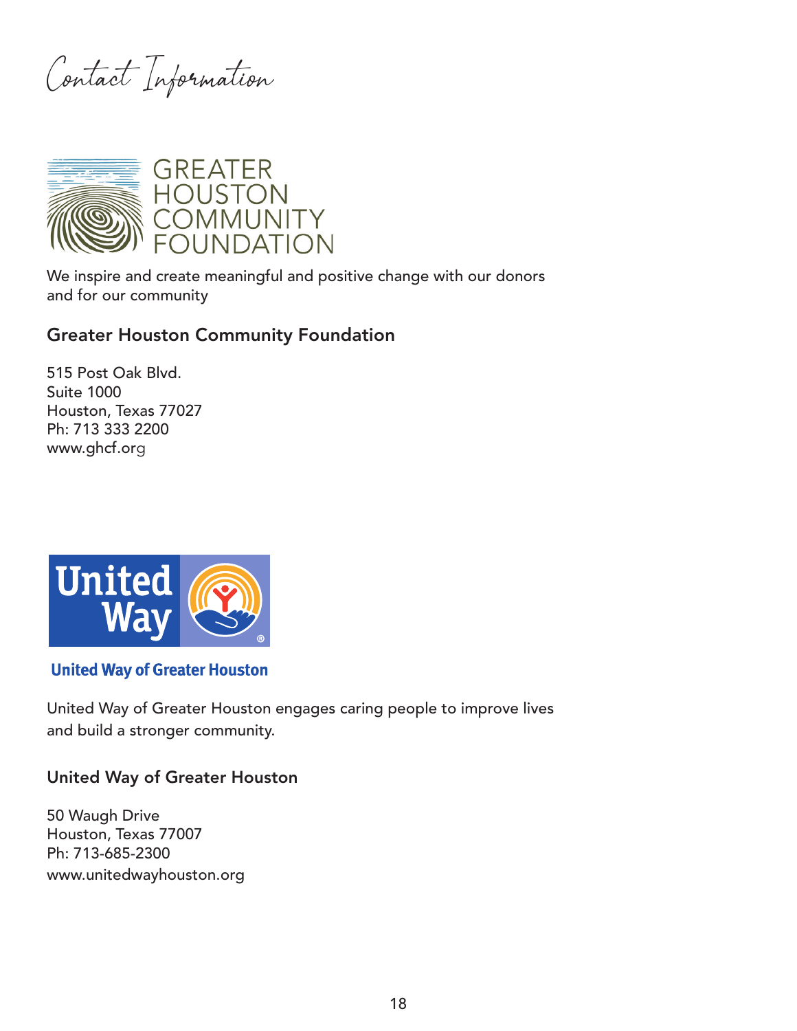# Contact Information

GREATER HOUSTON COMMUNITY FOUNDATION

We inspire and create meaningful and positive change with our donors and for our community

### Greater Houston Community Foundation

515 Post Oak Blvd.
Suite 1000
Houston, Texas 77027
Ph: 713 333 2200
www.ghcf.org

United Way

**United Way of Greater Houston**

United Way of Greater Houston engages caring people to improve lives and build a stronger community.

### United Way of Greater Houston

50 Waugh Drive
Houston, Texas 77007
Ph: 713-685-2300
www.unitedwayhouston.org